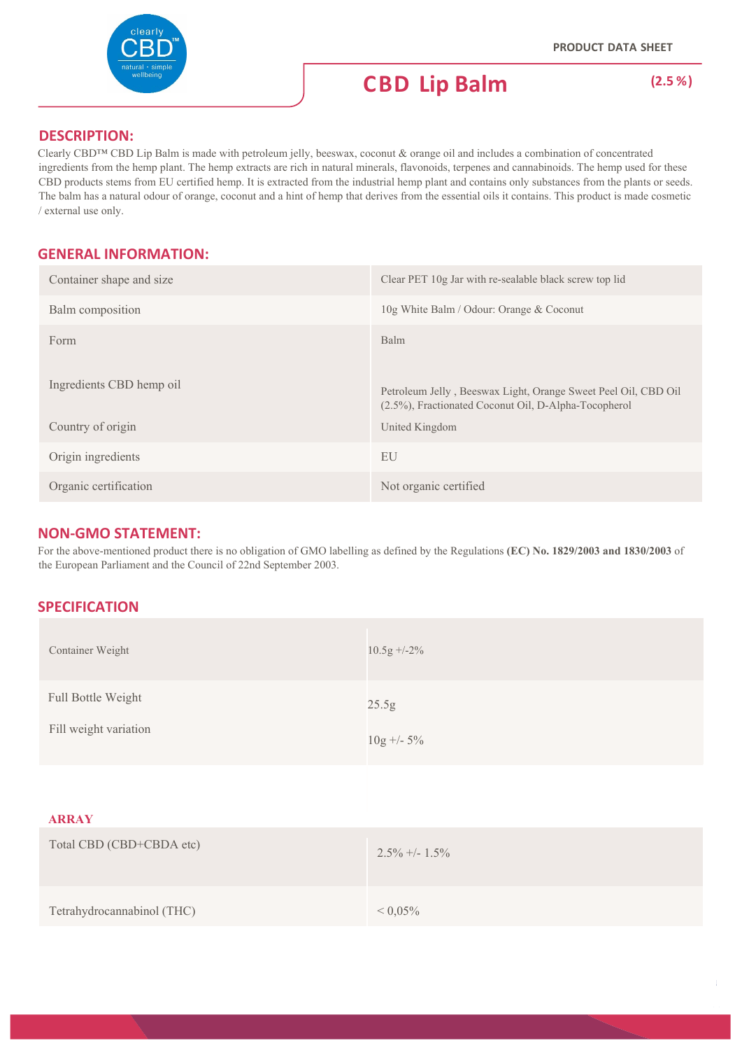PRODUCT DATA SHEET

# CBD Lip Balm (2.5 %)

## DESCRIPTION:

Clearly CBD™ CBD Lip Balm is made with petroleum jelly, beeswax, coconut & orange oil and includes a combination of concentrated ingredients from the hemp plant. The hemp extracts are rich in natural minerals, flavonoids, terpenes and cannabinoids. The hemp used for these CBD products stems from EU certified hemp. It is extracted from the industrial hemp plant and contains only substances from the plants or seeds. The balm has a natural odour of orange, coconut and a hint of hemp that derives from the essential oils it contains. This product is made cosmetic / external use only.

## GENERAL INFORMATION:

| | |
|---|---|
| Container shape and size | Clear PET 10g Jar with re-sealable black screw top lid |
| Balm composition | 10g White Balm / Odour: Orange & Coconut |
| Form | Balm |
| Ingredients CBD hemp oil | Petroleum Jelly , Beeswax Light, Orange Sweet Peel Oil, CBD Oil (2.5%), Fractionated Coconut Oil, D-Alpha-Tocopherol |
| Country of origin | United Kingdom |
| Origin ingredients | EU |
| Organic certification | Not organic certified |

## NON-GMO STATEMENT:

For the above-mentioned product there is no obligation of GMO labelling as defined by the Regulations **(EC) No. 1829/2003 and 1830/2003** of the European Parliament and the Council of 22nd September 2003.

## SPECIFICATION

| | |
|---|---|
| Container Weight | 10.5g +/-2% |
| Full Bottle Weight | 25.5g |
| Fill weight variation | 10g +/- 5% |

### ARRAY

| | |
|---|---|
| Total CBD (CBD+CBDA etc) | 2.5% +/- 1.5% |
| Tetrahydrocannabinol (THC) | < 0,05% |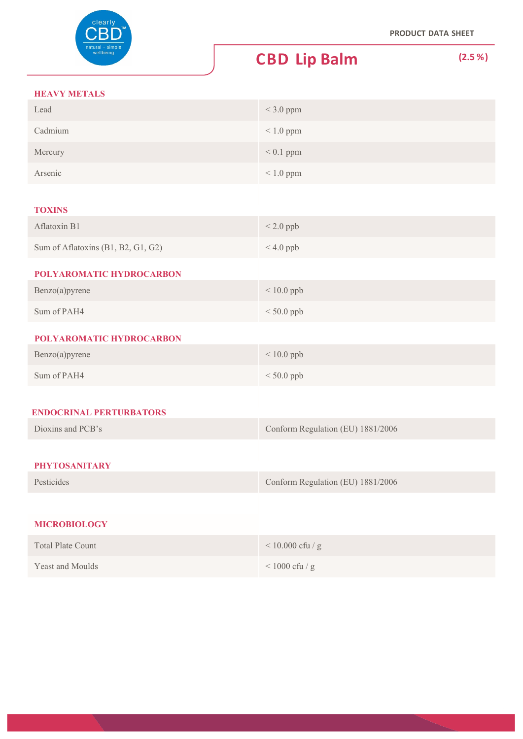PRODUCT DATA SHEET

# CBD Lip Balm (2.5 %)

### HEAVY METALS

| | |
|---|---|
| Lead | < 3.0 ppm |
| Cadmium | < 1.0 ppm |
| Mercury | < 0.1 ppm |
| Arsenic | < 1.0 ppm |

### TOXINS

| | |
|---|---|
| Aflatoxin B1 | < 2.0 ppb |
| Sum of Aflatoxins (B1, B2, G1, G2) | < 4.0 ppb |

### POLYAROMATIC HYDROCARBON

| | |
|---|---|
| Benzo(a)pyrene | < 10.0 ppb |
| Sum of PAH4 | < 50.0 ppb |

### POLYAROMATIC HYDROCARBON

| | |
|---|---|
| Benzo(a)pyrene | < 10.0 ppb |
| Sum of PAH4 | < 50.0 ppb |

### ENDOCRINAL PERTURBATORS

| | |
|---|---|
| Dioxins and PCB's | Conform Regulation (EU) 1881/2006 |

### PHYTOSANITARY

| | |
|---|---|
| Pesticides | Conform Regulation (EU) 1881/2006 |

### MICROBIOLOGY

| | |
|---|---|
| Total Plate Count | < 10.000 cfu / g |
| Yeast and Moulds | < 1000 cfu / g |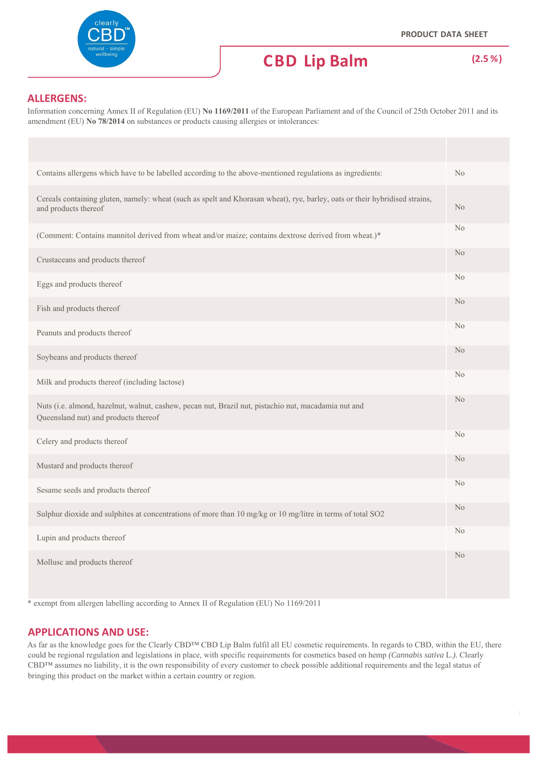PRODUCT DATA SHEET

# CBD Lip Balm

**(2.5 %)**

## ALLERGENS:

Information concerning Annex II of Regulation (EU) **No 1169/2011** of the European Parliament and of the Council of 25th October 2011 and its amendment (EU) **No 78/2014** on substances or products causing allergies or intolerances:

| | |
|---|---|
| Contains allergens which have to be labelled according to the above-mentioned regulations as ingredients: | No |
| Cereals containing gluten, namely: wheat (such as spelt and Khorasan wheat), rye, barley, oats or their hybridised strains, and products thereof | No |
| (Comment: Contains mannitol derived from wheat and/or maize; contains dextrose derived from wheat.)* | No |
| Crustaceans and products thereof | No |
| Eggs and products thereof | No |
| Fish and products thereof | No |
| Peanuts and products thereof | No |
| Soybeans and products thereof | No |
| Milk and products thereof (including lactose) | No |
| Nuts (i.e. almond, hazelnut, walnut, cashew, pecan nut, Brazil nut, pistachio nut, macadamia nut and Queensland nut) and products thereof | No |
| Celery and products thereof | No |
| Mustard and products thereof | No |
| Sesame seeds and products thereof | No |
| Sulphur dioxide and sulphites at concentrations of more than 10 mg/kg or 10 mg/litre in terms of total SO2 | No |
| Lupin and products thereof | No |
| Mollusc and products thereof | No |

* exempt from allergen labelling according to Annex II of Regulation (EU) No 1169/2011

## APPLICATIONS AND USE:

As far as the knowledge goes for the Clearly CBD™ CBD Lip Balm fulfil all EU cosmetic requirements. In regards to CBD, within the EU, there could be regional regulation and legislations in place, with specific requirements for cosmetics based on hemp *(Cannabis sativa* L.*).* Clearly CBD™ assumes no liability, it is the own responsibility of every customer to check possible additional requirements and the legal status of bringing this product on the market within a certain country or region.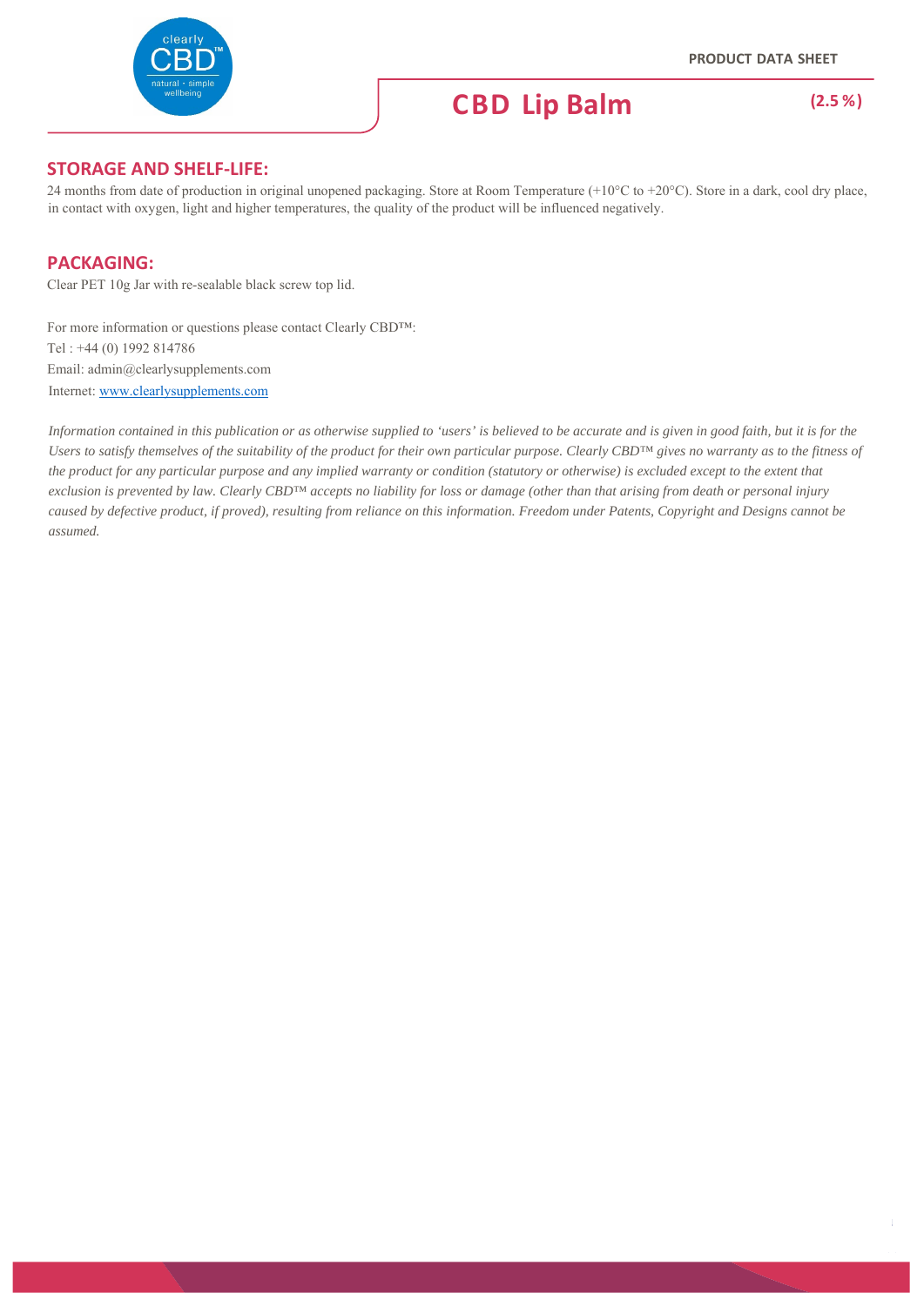## STORAGE AND SHELF-LIFE:

24 months from date of production in original unopened packaging. Store at Room Temperature (+10°C to +20°C). Store in a dark, cool dry place, in contact with oxygen, light and higher temperatures, the quality of the product will be influenced negatively.

## PACKAGING:

Clear PET 10g Jar with re-sealable black screw top lid.

For more information or questions please contact Clearly CBD™:
Tel : +44 (0) 1992 814786
Email: admin@clearlysupplements.com
Internet: [www.clearlysupplements.com](http://www.clearlysupplements.com)

*Information contained in this publication or as otherwise supplied to 'users' is believed to be accurate and is given in good faith, but it is for the Users to satisfy themselves of the suitability of the product for their own particular purpose. Clearly CBD™ gives no warranty as to the fitness of the product for any particular purpose and any implied warranty or condition (statutory or otherwise) is excluded except to the extent that exclusion is prevented by law. Clearly CBD™ accepts no liability for loss or damage (other than that arising from death or personal injury caused by defective product, if proved), resulting from reliance on this information. Freedom under Patents, Copyright and Designs cannot be assumed.*